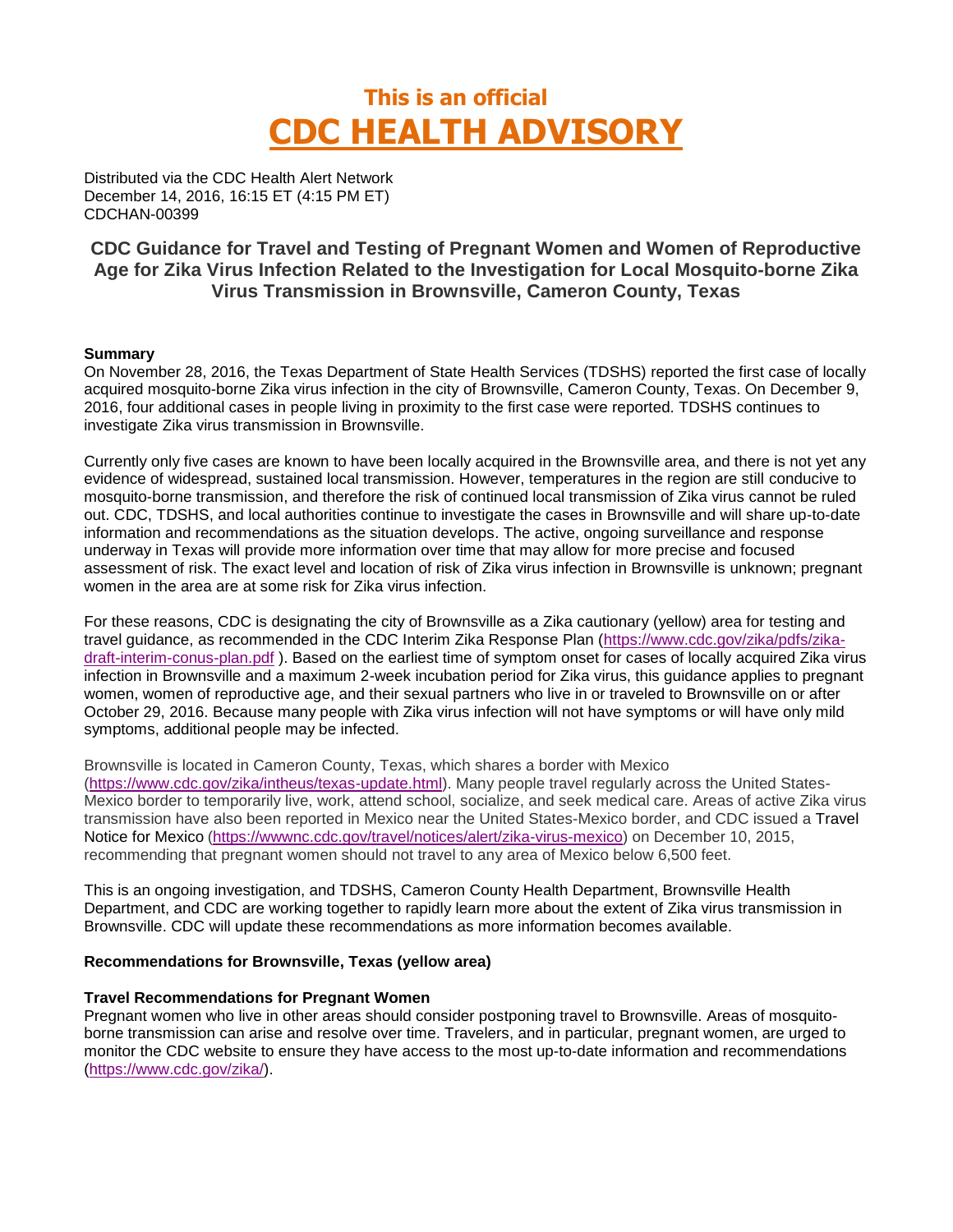# This is an official
# CDC HEALTH ADVISORY

Distributed via the CDC Health Alert Network
December 14, 2016, 16:15 ET (4:15 PM ET)
CDCHAN-00399

## CDC Guidance for Travel and Testing of Pregnant Women and Women of Reproductive Age for Zika Virus Infection Related to the Investigation for Local Mosquito-borne Zika Virus Transmission in Brownsville, Cameron County, Texas

**Summary**

On November 28, 2016, the Texas Department of State Health Services (TDSHS) reported the first case of locally acquired mosquito-borne Zika virus infection in the city of Brownsville, Cameron County, Texas. On December 9, 2016, four additional cases in people living in proximity to the first case were reported. TDSHS continues to investigate Zika virus transmission in Brownsville.

Currently only five cases are known to have been locally acquired in the Brownsville area, and there is not yet any evidence of widespread, sustained local transmission. However, temperatures in the region are still conducive to mosquito-borne transmission, and therefore the risk of continued local transmission of Zika virus cannot be ruled out. CDC, TDSHS, and local authorities continue to investigate the cases in Brownsville and will share up-to-date information and recommendations as the situation develops. The active, ongoing surveillance and response underway in Texas will provide more information over time that may allow for more precise and focused assessment of risk. The exact level and location of risk of Zika virus infection in Brownsville is unknown; pregnant women in the area are at some risk for Zika virus infection.

For these reasons, CDC is designating the city of Brownsville as a Zika cautionary (yellow) area for testing and travel guidance, as recommended in the CDC Interim Zika Response Plan (https://www.cdc.gov/zika/pdfs/zika-draft-interim-conus-plan.pdf ). Based on the earliest time of symptom onset for cases of locally acquired Zika virus infection in Brownsville and a maximum 2-week incubation period for Zika virus, this guidance applies to pregnant women, women of reproductive age, and their sexual partners who live in or traveled to Brownsville on or after October 29, 2016. Because many people with Zika virus infection will not have symptoms or will have only mild symptoms, additional people may be infected.

Brownsville is located in Cameron County, Texas, which shares a border with Mexico (https://www.cdc.gov/zika/intheus/texas-update.html). Many people travel regularly across the United States-Mexico border to temporarily live, work, attend school, socialize, and seek medical care. Areas of active Zika virus transmission have also been reported in Mexico near the United States-Mexico border, and CDC issued a Travel Notice for Mexico (https://wwwnc.cdc.gov/travel/notices/alert/zika-virus-mexico) on December 10, 2015, recommending that pregnant women should not travel to any area of Mexico below 6,500 feet.

This is an ongoing investigation, and TDSHS, Cameron County Health Department, Brownsville Health Department, and CDC are working together to rapidly learn more about the extent of Zika virus transmission in Brownsville. CDC will update these recommendations as more information becomes available.

**Recommendations for Brownsville, Texas (yellow area)**

**Travel Recommendations for Pregnant Women**

Pregnant women who live in other areas should consider postponing travel to Brownsville. Areas of mosquito-borne transmission can arise and resolve over time. Travelers, and in particular, pregnant women, are urged to monitor the CDC website to ensure they have access to the most up-to-date information and recommendations (https://www.cdc.gov/zika/).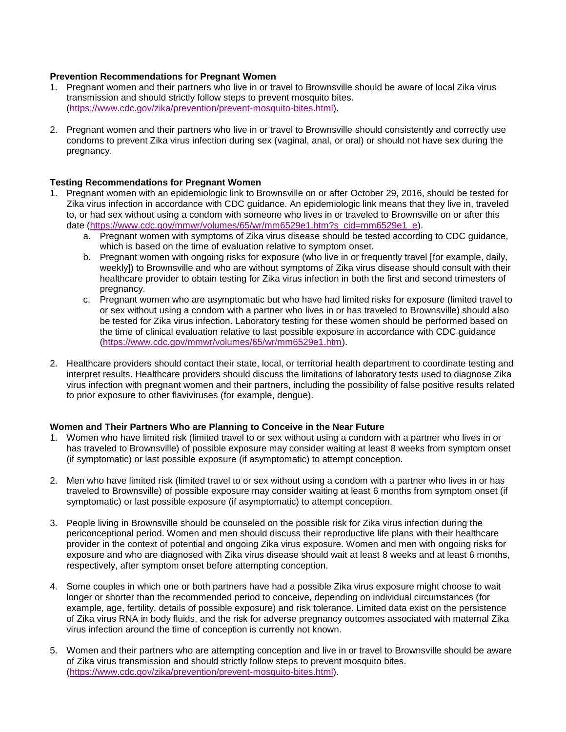**Prevention Recommendations for Pregnant Women**

1. Pregnant women and their partners who live in or travel to Brownsville should be aware of local Zika virus transmission and should strictly follow steps to prevent mosquito bites. (https://www.cdc.gov/zika/prevention/prevent-mosquito-bites.html).

2. Pregnant women and their partners who live in or travel to Brownsville should consistently and correctly use condoms to prevent Zika virus infection during sex (vaginal, anal, or oral) or should not have sex during the pregnancy.

**Testing Recommendations for Pregnant Women**

1. Pregnant women with an epidemiologic link to Brownsville on or after October 29, 2016, should be tested for Zika virus infection in accordance with CDC guidance. An epidemiologic link means that they live in, traveled to, or had sex without using a condom with someone who lives in or traveled to Brownsville on or after this date (https://www.cdc.gov/mmwr/volumes/65/wr/mm6529e1.htm?s_cid=mm6529e1_e).
   a. Pregnant women with symptoms of Zika virus disease should be tested according to CDC guidance, which is based on the time of evaluation relative to symptom onset.
   b. Pregnant women with ongoing risks for exposure (who live in or frequently travel [for example, daily, weekly]) to Brownsville and who are without symptoms of Zika virus disease should consult with their healthcare provider to obtain testing for Zika virus infection in both the first and second trimesters of pregnancy.
   c. Pregnant women who are asymptomatic but who have had limited risks for exposure (limited travel to or sex without using a condom with a partner who lives in or has traveled to Brownsville) should also be tested for Zika virus infection. Laboratory testing for these women should be performed based on the time of clinical evaluation relative to last possible exposure in accordance with CDC guidance (https://www.cdc.gov/mmwr/volumes/65/wr/mm6529e1.htm).

2. Healthcare providers should contact their state, local, or territorial health department to coordinate testing and interpret results. Healthcare providers should discuss the limitations of laboratory tests used to diagnose Zika virus infection with pregnant women and their partners, including the possibility of false positive results related to prior exposure to other flaviviruses (for example, dengue).

**Women and Their Partners Who are Planning to Conceive in the Near Future**

1. Women who have limited risk (limited travel to or sex without using a condom with a partner who lives in or has traveled to Brownsville) of possible exposure may consider waiting at least 8 weeks from symptom onset (if symptomatic) or last possible exposure (if asymptomatic) to attempt conception.

2. Men who have limited risk (limited travel to or sex without using a condom with a partner who lives in or has traveled to Brownsville) of possible exposure may consider waiting at least 6 months from symptom onset (if symptomatic) or last possible exposure (if asymptomatic) to attempt conception.

3. People living in Brownsville should be counseled on the possible risk for Zika virus infection during the periconceptional period. Women and men should discuss their reproductive life plans with their healthcare provider in the context of potential and ongoing Zika virus exposure. Women and men with ongoing risks for exposure and who are diagnosed with Zika virus disease should wait at least 8 weeks and at least 6 months, respectively, after symptom onset before attempting conception.

4. Some couples in which one or both partners have had a possible Zika virus exposure might choose to wait longer or shorter than the recommended period to conceive, depending on individual circumstances (for example, age, fertility, details of possible exposure) and risk tolerance. Limited data exist on the persistence of Zika virus RNA in body fluids, and the risk for adverse pregnancy outcomes associated with maternal Zika virus infection around the time of conception is currently not known.

5. Women and their partners who are attempting conception and live in or travel to Brownsville should be aware of Zika virus transmission and should strictly follow steps to prevent mosquito bites. (https://www.cdc.gov/zika/prevention/prevent-mosquito-bites.html).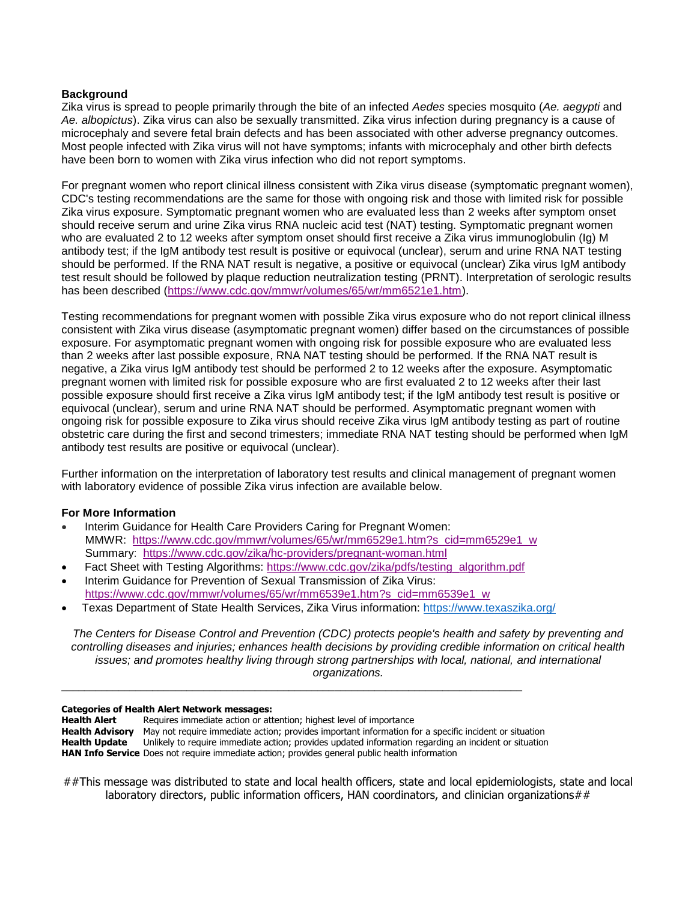**Background**

Zika virus is spread to people primarily through the bite of an infected *Aedes* species mosquito (*Ae. aegypti* and *Ae. albopictus*). Zika virus can also be sexually transmitted. Zika virus infection during pregnancy is a cause of microcephaly and severe fetal brain defects and has been associated with other adverse pregnancy outcomes. Most people infected with Zika virus will not have symptoms; infants with microcephaly and other birth defects have been born to women with Zika virus infection who did not report symptoms.

For pregnant women who report clinical illness consistent with Zika virus disease (symptomatic pregnant women), CDC's testing recommendations are the same for those with ongoing risk and those with limited risk for possible Zika virus exposure. Symptomatic pregnant women who are evaluated less than 2 weeks after symptom onset should receive serum and urine Zika virus RNA nucleic acid test (NAT) testing. Symptomatic pregnant women who are evaluated 2 to 12 weeks after symptom onset should first receive a Zika virus immunoglobulin (Ig) M antibody test; if the IgM antibody test result is positive or equivocal (unclear), serum and urine RNA NAT testing should be performed. If the RNA NAT result is negative, a positive or equivocal (unclear) Zika virus IgM antibody test result should be followed by plaque reduction neutralization testing (PRNT). Interpretation of serologic results has been described (https://www.cdc.gov/mmwr/volumes/65/wr/mm6521e1.htm).

Testing recommendations for pregnant women with possible Zika virus exposure who do not report clinical illness consistent with Zika virus disease (asymptomatic pregnant women) differ based on the circumstances of possible exposure. For asymptomatic pregnant women with ongoing risk for possible exposure who are evaluated less than 2 weeks after last possible exposure, RNA NAT testing should be performed. If the RNA NAT result is negative, a Zika virus IgM antibody test should be performed 2 to 12 weeks after the exposure. Asymptomatic pregnant women with limited risk for possible exposure who are first evaluated 2 to 12 weeks after their last possible exposure should first receive a Zika virus IgM antibody test; if the IgM antibody test result is positive or equivocal (unclear), serum and urine RNA NAT should be performed. Asymptomatic pregnant women with ongoing risk for possible exposure to Zika virus should receive Zika virus IgM antibody testing as part of routine obstetric care during the first and second trimesters; immediate RNA NAT testing should be performed when IgM antibody test results are positive or equivocal (unclear).

Further information on the interpretation of laboratory test results and clinical management of pregnant women with laboratory evidence of possible Zika virus infection are available below.

**For More Information**

- Interim Guidance for Health Care Providers Caring for Pregnant Women:
  MMWR: https://www.cdc.gov/mmwr/volumes/65/wr/mm6529e1.htm?s_cid=mm6529e1_w
  Summary: https://www.cdc.gov/zika/hc-providers/pregnant-woman.html
- Fact Sheet with Testing Algorithms: https://www.cdc.gov/zika/pdfs/testing_algorithm.pdf
- Interim Guidance for Prevention of Sexual Transmission of Zika Virus:
  https://www.cdc.gov/mmwr/volumes/65/wr/mm6539e1.htm?s_cid=mm6539e1_w
- Texas Department of State Health Services, Zika Virus information: https://www.texaszika.org/

*The Centers for Disease Control and Prevention (CDC) protects people's health and safety by preventing and controlling diseases and injuries; enhances health decisions by providing credible information on critical health issues; and promotes healthy living through strong partnerships with local, national, and international organizations.*

---

**Categories of Health Alert Network messages:**

**Health Alert** Requires immediate action or attention; highest level of importance
**Health Advisory** May not require immediate action; provides important information for a specific incident or situation
**Health Update** Unlikely to require immediate action; provides updated information regarding an incident or situation
**HAN Info Service** Does not require immediate action; provides general public health information

##This message was distributed to state and local health officers, state and local epidemiologists, state and local laboratory directors, public information officers, HAN coordinators, and clinician organizations##